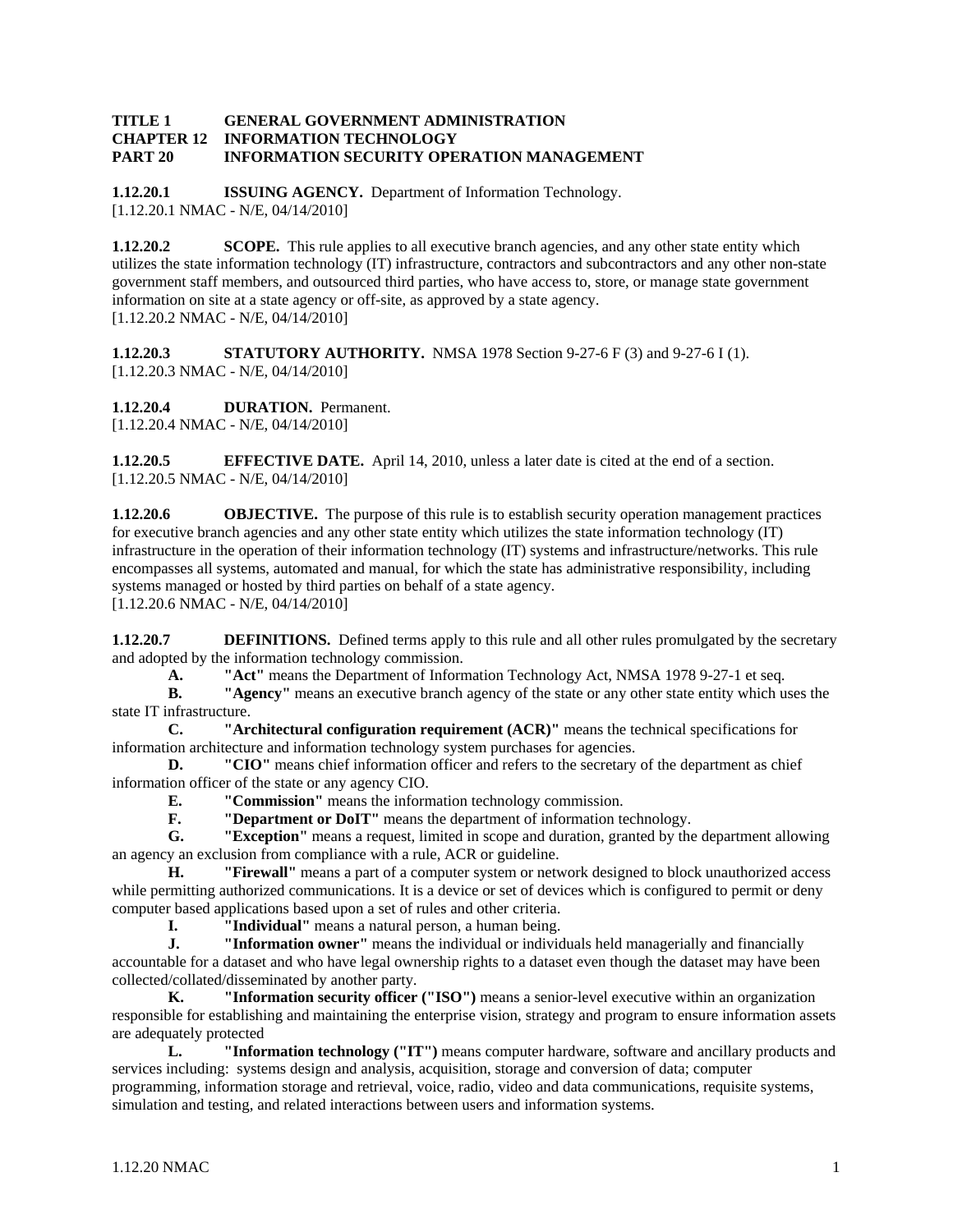**TITLE 1 GENERAL GOVERNMENT ADMINISTRATION**
**CHAPTER 12 INFORMATION TECHNOLOGY**
**PART 20 INFORMATION SECURITY OPERATION MANAGEMENT**

**1.12.20.1 ISSUING AGENCY.** Department of Information Technology.
[1.12.20.1 NMAC - N/E, 04/14/2010]

**1.12.20.2 SCOPE.** This rule applies to all executive branch agencies, and any other state entity which utilizes the state information technology (IT) infrastructure, contractors and subcontractors and any other non-state government staff members, and outsourced third parties, who have access to, store, or manage state government information on site at a state agency or off-site, as approved by a state agency.
[1.12.20.2 NMAC - N/E, 04/14/2010]

**1.12.20.3 STATUTORY AUTHORITY.** NMSA 1978 Section 9-27-6 F (3) and 9-27-6 I (1).
[1.12.20.3 NMAC - N/E, 04/14/2010]

**1.12.20.4 DURATION.** Permanent.
[1.12.20.4 NMAC - N/E, 04/14/2010]

**1.12.20.5 EFFECTIVE DATE.** April 14, 2010, unless a later date is cited at the end of a section.
[1.12.20.5 NMAC - N/E, 04/14/2010]

**1.12.20.6 OBJECTIVE.** The purpose of this rule is to establish security operation management practices for executive branch agencies and any other state entity which utilizes the state information technology (IT) infrastructure in the operation of their information technology (IT) systems and infrastructure/networks. This rule encompasses all systems, automated and manual, for which the state has administrative responsibility, including systems managed or hosted by third parties on behalf of a state agency.
[1.12.20.6 NMAC - N/E, 04/14/2010]

**1.12.20.7 DEFINITIONS.** Defined terms apply to this rule and all other rules promulgated by the secretary and adopted by the information technology commission.

**A. "Act"** means the Department of Information Technology Act, NMSA 1978 9-27-1 et seq.

**B. "Agency"** means an executive branch agency of the state or any other state entity which uses the state IT infrastructure.

**C. "Architectural configuration requirement (ACR)"** means the technical specifications for information architecture and information technology system purchases for agencies.

**D. "CIO"** means chief information officer and refers to the secretary of the department as chief information officer of the state or any agency CIO.

**E. "Commission"** means the information technology commission.

**F. "Department or DoIT"** means the department of information technology.

**G. "Exception"** means a request, limited in scope and duration, granted by the department allowing an agency an exclusion from compliance with a rule, ACR or guideline.

**H. "Firewall"** means a part of a computer system or network designed to block unauthorized access while permitting authorized communications. It is a device or set of devices which is configured to permit or deny computer based applications based upon a set of rules and other criteria.

**I. "Individual"** means a natural person, a human being.

**J. "Information owner"** means the individual or individuals held managerially and financially accountable for a dataset and who have legal ownership rights to a dataset even though the dataset may have been collected/collated/disseminated by another party.

**K. "Information security officer ("ISO")** means a senior-level executive within an organization responsible for establishing and maintaining the enterprise vision, strategy and program to ensure information assets are adequately protected

**L. "Information technology ("IT")** means computer hardware, software and ancillary products and services including: systems design and analysis, acquisition, storage and conversion of data; computer programming, information storage and retrieval, voice, radio, video and data communications, requisite systems, simulation and testing, and related interactions between users and information systems.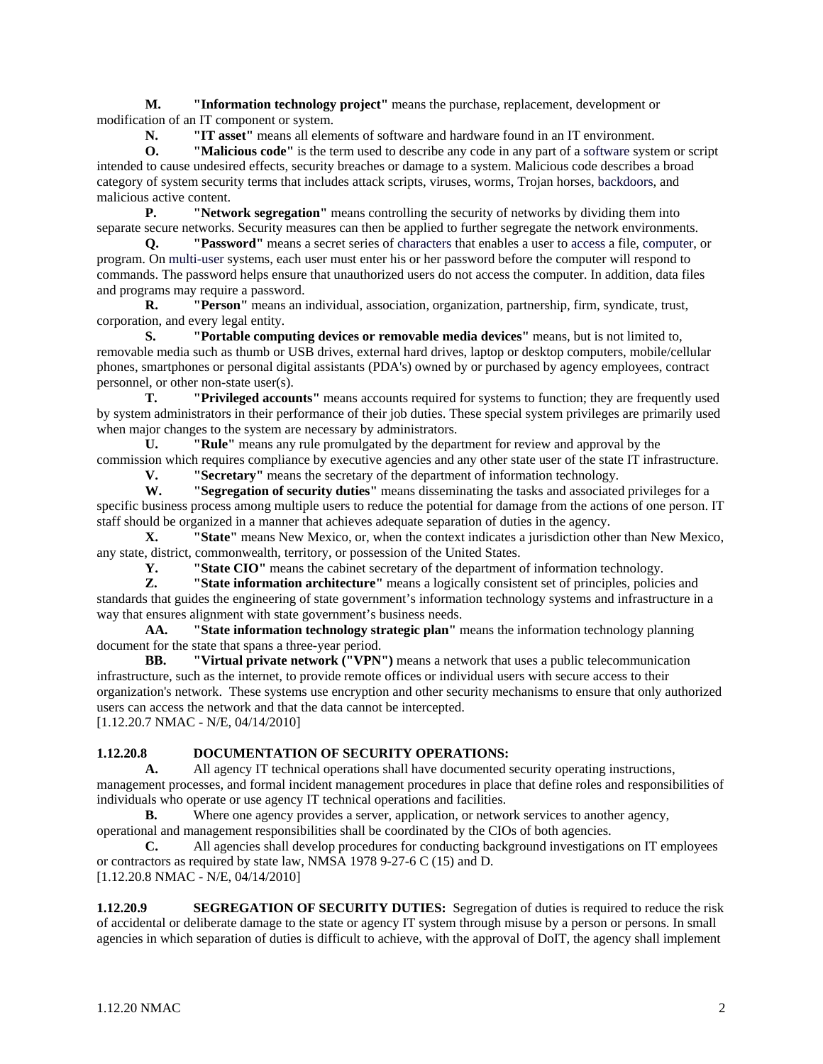**M.** **"Information technology project"** means the purchase, replacement, development or modification of an IT component or system.

**N.** **"IT asset"** means all elements of software and hardware found in an IT environment.

**O.** **"Malicious code"** is the term used to describe any code in any part of a software system or script intended to cause undesired effects, security breaches or damage to a system. Malicious code describes a broad category of system security terms that includes attack scripts, viruses, worms, Trojan horses, backdoors, and malicious active content.

**P.** **"Network segregation"** means controlling the security of networks by dividing them into separate secure networks. Security measures can then be applied to further segregate the network environments.

**Q.** **"Password"** means a secret series of characters that enables a user to access a file, computer, or program. On multi-user systems, each user must enter his or her password before the computer will respond to commands. The password helps ensure that unauthorized users do not access the computer. In addition, data files and programs may require a password.

**R.** **"Person"** means an individual, association, organization, partnership, firm, syndicate, trust, corporation, and every legal entity.

**S.** **"Portable computing devices or removable media devices"** means, but is not limited to, removable media such as thumb or USB drives, external hard drives, laptop or desktop computers, mobile/cellular phones, smartphones or personal digital assistants (PDA's) owned by or purchased by agency employees, contract personnel, or other non-state user(s).

**T.** **"Privileged accounts"** means accounts required for systems to function; they are frequently used by system administrators in their performance of their job duties. These special system privileges are primarily used when major changes to the system are necessary by administrators.

**U.** **"Rule"** means any rule promulgated by the department for review and approval by the commission which requires compliance by executive agencies and any other state user of the state IT infrastructure.

**V.** **"Secretary"** means the secretary of the department of information technology.

**W.** **"Segregation of security duties"** means disseminating the tasks and associated privileges for a specific business process among multiple users to reduce the potential for damage from the actions of one person. IT staff should be organized in a manner that achieves adequate separation of duties in the agency.

**X.** **"State"** means New Mexico, or, when the context indicates a jurisdiction other than New Mexico, any state, district, commonwealth, territory, or possession of the United States.

**Y.** **"State CIO"** means the cabinet secretary of the department of information technology.

**Z.** **"State information architecture"** means a logically consistent set of principles, policies and standards that guides the engineering of state government's information technology systems and infrastructure in a way that ensures alignment with state government's business needs.

**AA.** **"State information technology strategic plan"** means the information technology planning document for the state that spans a three-year period.

**BB.** **"Virtual private network ("VPN")** means a network that uses a public telecommunication infrastructure, such as the internet, to provide remote offices or individual users with secure access to their organization's network. These systems use encryption and other security mechanisms to ensure that only authorized users can access the network and that the data cannot be intercepted.

[1.12.20.7 NMAC - N/E, 04/14/2010]

**1.12.20.8 DOCUMENTATION OF SECURITY OPERATIONS:**

**A.** All agency IT technical operations shall have documented security operating instructions, management processes, and formal incident management procedures in place that define roles and responsibilities of individuals who operate or use agency IT technical operations and facilities.

**B.** Where one agency provides a server, application, or network services to another agency, operational and management responsibilities shall be coordinated by the CIOs of both agencies.

**C.** All agencies shall develop procedures for conducting background investigations on IT employees or contractors as required by state law, NMSA 1978 9-27-6 C (15) and D.

[1.12.20.8 NMAC - N/E, 04/14/2010]

**1.12.20.9 SEGREGATION OF SECURITY DUTIES:** Segregation of duties is required to reduce the risk of accidental or deliberate damage to the state or agency IT system through misuse by a person or persons. In small agencies in which separation of duties is difficult to achieve, with the approval of DoIT, the agency shall implement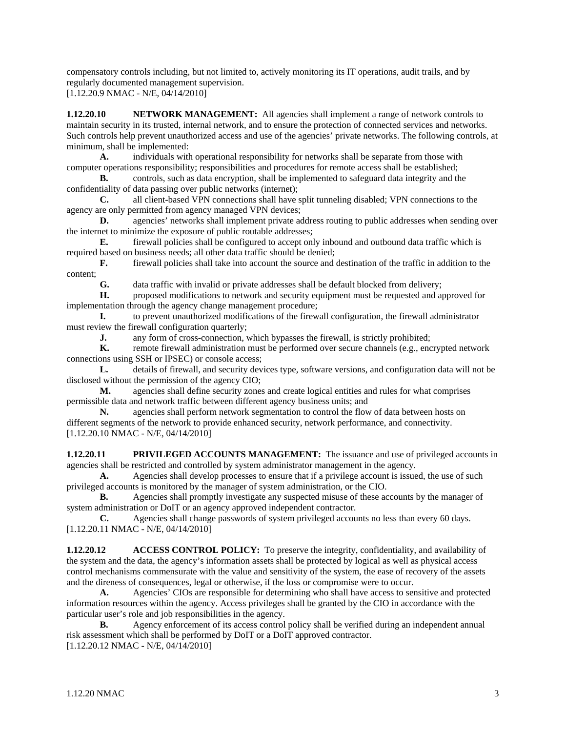compensatory controls including, but not limited to, actively monitoring its IT operations, audit trails, and by regularly documented management supervision.
[1.12.20.9 NMAC - N/E, 04/14/2010]

**1.12.20.10 NETWORK MANAGEMENT:** All agencies shall implement a range of network controls to maintain security in its trusted, internal network, and to ensure the protection of connected services and networks. Such controls help prevent unauthorized access and use of the agencies' private networks. The following controls, at minimum, shall be implemented:

**A.** individuals with operational responsibility for networks shall be separate from those with computer operations responsibility; responsibilities and procedures for remote access shall be established;

**B.** controls, such as data encryption, shall be implemented to safeguard data integrity and the confidentiality of data passing over public networks (internet);

**C.** all client-based VPN connections shall have split tunneling disabled; VPN connections to the agency are only permitted from agency managed VPN devices;

**D.** agencies' networks shall implement private address routing to public addresses when sending over the internet to minimize the exposure of public routable addresses;

**E.** firewall policies shall be configured to accept only inbound and outbound data traffic which is required based on business needs; all other data traffic should be denied;

**F.** firewall policies shall take into account the source and destination of the traffic in addition to the content;

**G.** data traffic with invalid or private addresses shall be default blocked from delivery;

**H.** proposed modifications to network and security equipment must be requested and approved for implementation through the agency change management procedure;

**I.** to prevent unauthorized modifications of the firewall configuration, the firewall administrator must review the firewall configuration quarterly;

**J.** any form of cross-connection, which bypasses the firewall, is strictly prohibited;

**K.** remote firewall administration must be performed over secure channels (e.g., encrypted network connections using SSH or IPSEC) or console access;

**L.** details of firewall, and security devices type, software versions, and configuration data will not be disclosed without the permission of the agency CIO;

**M.** agencies shall define security zones and create logical entities and rules for what comprises permissible data and network traffic between different agency business units; and

**N.** agencies shall perform network segmentation to control the flow of data between hosts on different segments of the network to provide enhanced security, network performance, and connectivity.
[1.12.20.10 NMAC - N/E, 04/14/2010]

**1.12.20.11 PRIVILEGED ACCOUNTS MANAGEMENT:** The issuance and use of privileged accounts in agencies shall be restricted and controlled by system administrator management in the agency.

**A.** Agencies shall develop processes to ensure that if a privilege account is issued, the use of such privileged accounts is monitored by the manager of system administration, or the CIO.

**B.** Agencies shall promptly investigate any suspected misuse of these accounts by the manager of system administration or DoIT or an agency approved independent contractor.

**C.** Agencies shall change passwords of system privileged accounts no less than every 60 days.
[1.12.20.11 NMAC - N/E, 04/14/2010]

**1.12.20.12 ACCESS CONTROL POLICY:** To preserve the integrity, confidentiality, and availability of the system and the data, the agency's information assets shall be protected by logical as well as physical access control mechanisms commensurate with the value and sensitivity of the system, the ease of recovery of the assets and the direness of consequences, legal or otherwise, if the loss or compromise were to occur.

**A.** Agencies' CIOs are responsible for determining who shall have access to sensitive and protected information resources within the agency. Access privileges shall be granted by the CIO in accordance with the particular user's role and job responsibilities in the agency.

**B.** Agency enforcement of its access control policy shall be verified during an independent annual risk assessment which shall be performed by DoIT or a DoIT approved contractor.
[1.12.20.12 NMAC - N/E, 04/14/2010]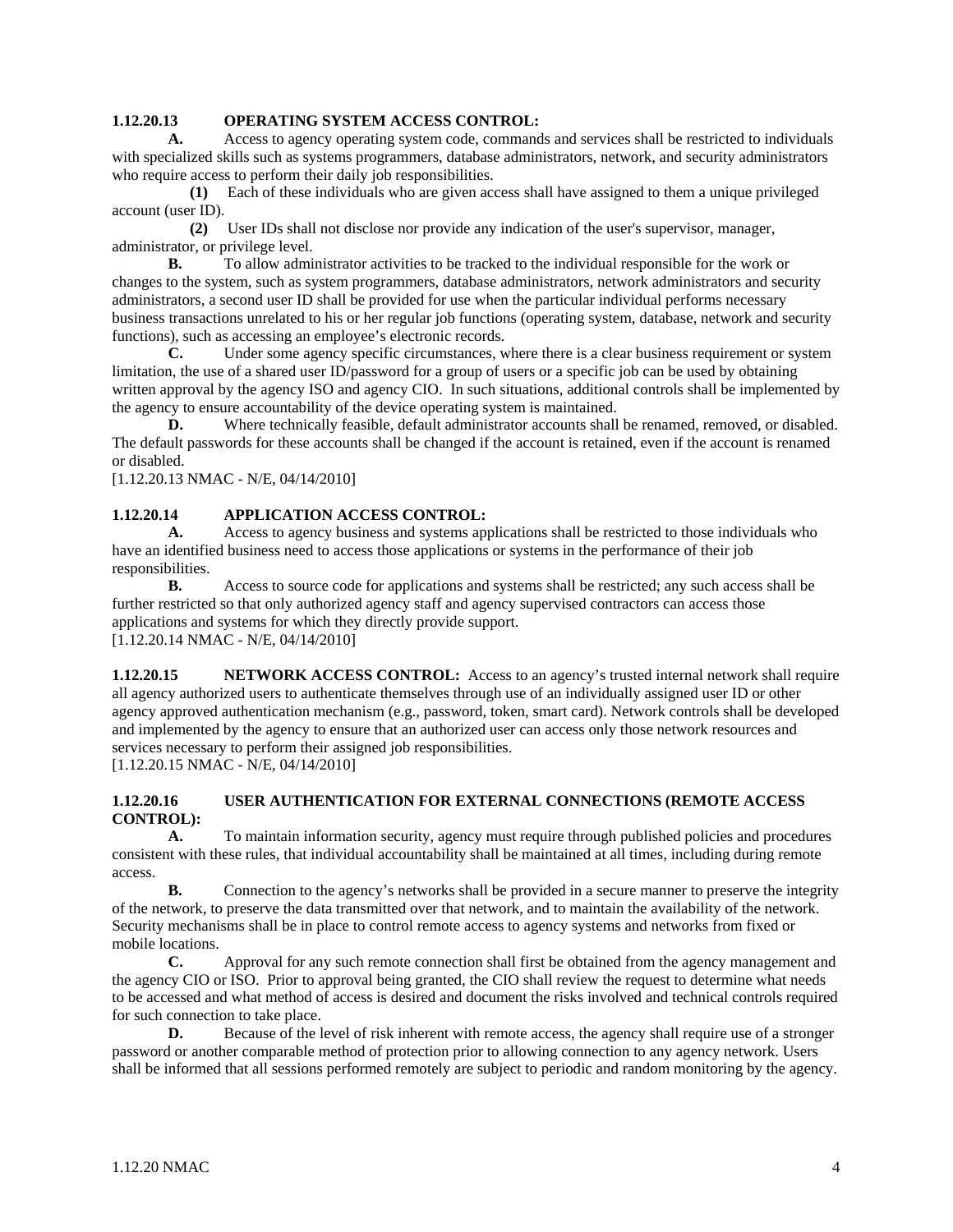**1.12.20.13 OPERATING SYSTEM ACCESS CONTROL:**

**A.** Access to agency operating system code, commands and services shall be restricted to individuals with specialized skills such as systems programmers, database administrators, network, and security administrators who require access to perform their daily job responsibilities.

**(1)** Each of these individuals who are given access shall have assigned to them a unique privileged account (user ID).

**(2)** User IDs shall not disclose nor provide any indication of the user's supervisor, manager, administrator, or privilege level.

**B.** To allow administrator activities to be tracked to the individual responsible for the work or changes to the system, such as system programmers, database administrators, network administrators and security administrators, a second user ID shall be provided for use when the particular individual performs necessary business transactions unrelated to his or her regular job functions (operating system, database, network and security functions), such as accessing an employee's electronic records.

**C.** Under some agency specific circumstances, where there is a clear business requirement or system limitation, the use of a shared user ID/password for a group of users or a specific job can be used by obtaining written approval by the agency ISO and agency CIO. In such situations, additional controls shall be implemented by the agency to ensure accountability of the device operating system is maintained.

**D.** Where technically feasible, default administrator accounts shall be renamed, removed, or disabled. The default passwords for these accounts shall be changed if the account is retained, even if the account is renamed or disabled.

[1.12.20.13 NMAC - N/E, 04/14/2010]

**1.12.20.14 APPLICATION ACCESS CONTROL:**

**A.** Access to agency business and systems applications shall be restricted to those individuals who have an identified business need to access those applications or systems in the performance of their job responsibilities.

**B.** Access to source code for applications and systems shall be restricted; any such access shall be further restricted so that only authorized agency staff and agency supervised contractors can access those applications and systems for which they directly provide support.

[1.12.20.14 NMAC - N/E, 04/14/2010]

**1.12.20.15 NETWORK ACCESS CONTROL:** Access to an agency's trusted internal network shall require all agency authorized users to authenticate themselves through use of an individually assigned user ID or other agency approved authentication mechanism (e.g., password, token, smart card). Network controls shall be developed and implemented by the agency to ensure that an authorized user can access only those network resources and services necessary to perform their assigned job responsibilities.

[1.12.20.15 NMAC - N/E, 04/14/2010]

**1.12.20.16 USER AUTHENTICATION FOR EXTERNAL CONNECTIONS (REMOTE ACCESS CONTROL):**

**A.** To maintain information security, agency must require through published policies and procedures consistent with these rules, that individual accountability shall be maintained at all times, including during remote access.

**B.** Connection to the agency's networks shall be provided in a secure manner to preserve the integrity of the network, to preserve the data transmitted over that network, and to maintain the availability of the network. Security mechanisms shall be in place to control remote access to agency systems and networks from fixed or mobile locations.

**C.** Approval for any such remote connection shall first be obtained from the agency management and the agency CIO or ISO. Prior to approval being granted, the CIO shall review the request to determine what needs to be accessed and what method of access is desired and document the risks involved and technical controls required for such connection to take place.

**D.** Because of the level of risk inherent with remote access, the agency shall require use of a stronger password or another comparable method of protection prior to allowing connection to any agency network. Users shall be informed that all sessions performed remotely are subject to periodic and random monitoring by the agency.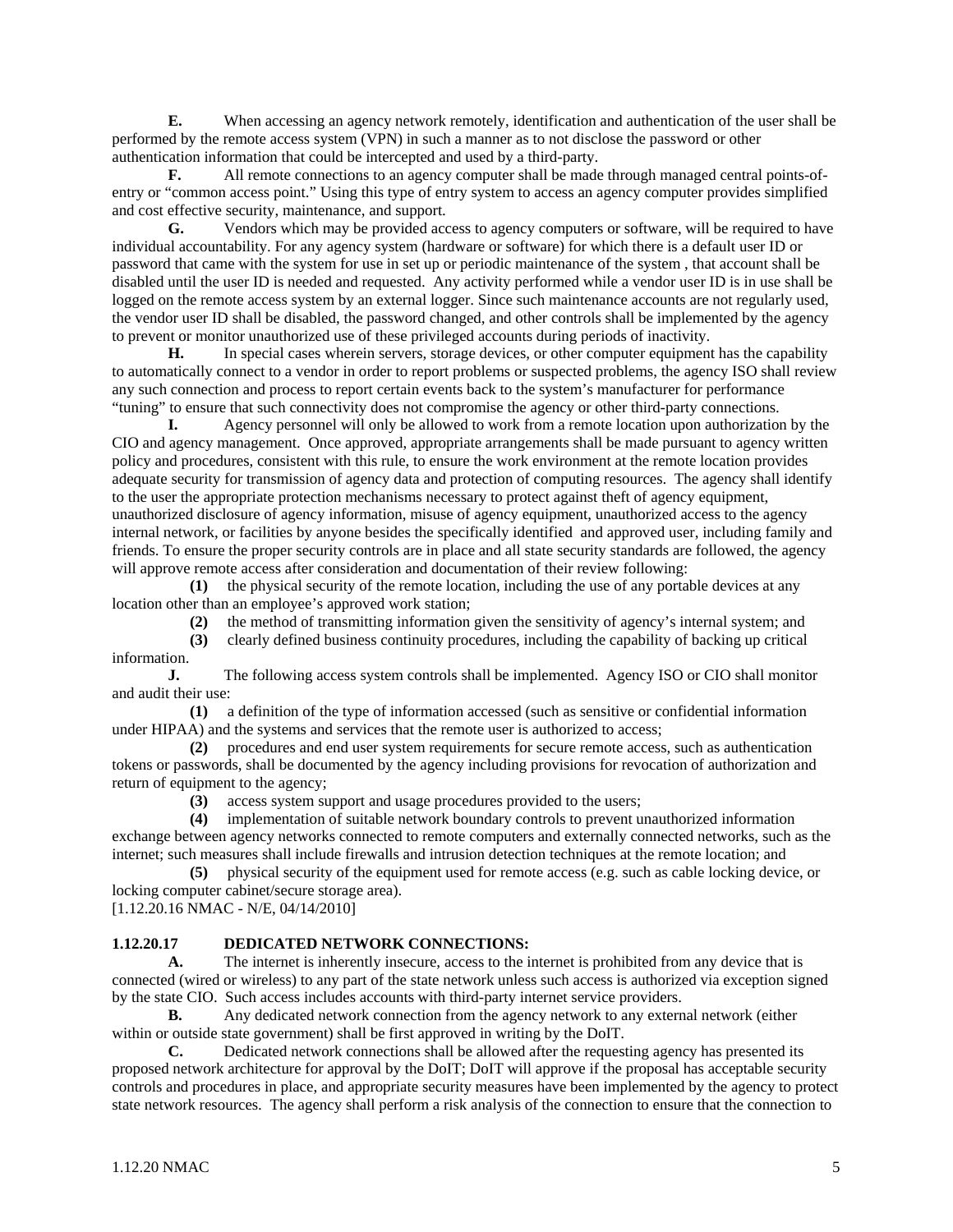**E.** When accessing an agency network remotely, identification and authentication of the user shall be performed by the remote access system (VPN) in such a manner as to not disclose the password or other authentication information that could be intercepted and used by a third-party.

**F.** All remote connections to an agency computer shall be made through managed central points-of-entry or "common access point." Using this type of entry system to access an agency computer provides simplified and cost effective security, maintenance, and support.

**G.** Vendors which may be provided access to agency computers or software, will be required to have individual accountability. For any agency system (hardware or software) for which there is a default user ID or password that came with the system for use in set up or periodic maintenance of the system , that account shall be disabled until the user ID is needed and requested. Any activity performed while a vendor user ID is in use shall be logged on the remote access system by an external logger. Since such maintenance accounts are not regularly used, the vendor user ID shall be disabled, the password changed, and other controls shall be implemented by the agency to prevent or monitor unauthorized use of these privileged accounts during periods of inactivity.

**H.** In special cases wherein servers, storage devices, or other computer equipment has the capability to automatically connect to a vendor in order to report problems or suspected problems, the agency ISO shall review any such connection and process to report certain events back to the system's manufacturer for performance "tuning" to ensure that such connectivity does not compromise the agency or other third-party connections.

**I.** Agency personnel will only be allowed to work from a remote location upon authorization by the CIO and agency management. Once approved, appropriate arrangements shall be made pursuant to agency written policy and procedures, consistent with this rule, to ensure the work environment at the remote location provides adequate security for transmission of agency data and protection of computing resources. The agency shall identify to the user the appropriate protection mechanisms necessary to protect against theft of agency equipment, unauthorized disclosure of agency information, misuse of agency equipment, unauthorized access to the agency internal network, or facilities by anyone besides the specifically identified and approved user, including family and friends. To ensure the proper security controls are in place and all state security standards are followed, the agency will approve remote access after consideration and documentation of their review following:

**(1)** the physical security of the remote location, including the use of any portable devices at any location other than an employee's approved work station;

**(2)** the method of transmitting information given the sensitivity of agency's internal system; and

**(3)** clearly defined business continuity procedures, including the capability of backing up critical information.

**J.** The following access system controls shall be implemented. Agency ISO or CIO shall monitor and audit their use:

**(1)** a definition of the type of information accessed (such as sensitive or confidential information under HIPAA) and the systems and services that the remote user is authorized to access;

**(2)** procedures and end user system requirements for secure remote access, such as authentication tokens or passwords, shall be documented by the agency including provisions for revocation of authorization and return of equipment to the agency;

**(3)** access system support and usage procedures provided to the users;

**(4)** implementation of suitable network boundary controls to prevent unauthorized information exchange between agency networks connected to remote computers and externally connected networks, such as the internet; such measures shall include firewalls and intrusion detection techniques at the remote location; and

**(5)** physical security of the equipment used for remote access (e.g. such as cable locking device, or locking computer cabinet/secure storage area).

[1.12.20.16 NMAC - N/E, 04/14/2010]

**1.12.20.17 DEDICATED NETWORK CONNECTIONS:**

**A.** The internet is inherently insecure, access to the internet is prohibited from any device that is connected (wired or wireless) to any part of the state network unless such access is authorized via exception signed by the state CIO. Such access includes accounts with third-party internet service providers.

**B.** Any dedicated network connection from the agency network to any external network (either within or outside state government) shall be first approved in writing by the DoIT.

**C.** Dedicated network connections shall be allowed after the requesting agency has presented its proposed network architecture for approval by the DoIT; DoIT will approve if the proposal has acceptable security controls and procedures in place, and appropriate security measures have been implemented by the agency to protect state network resources. The agency shall perform a risk analysis of the connection to ensure that the connection to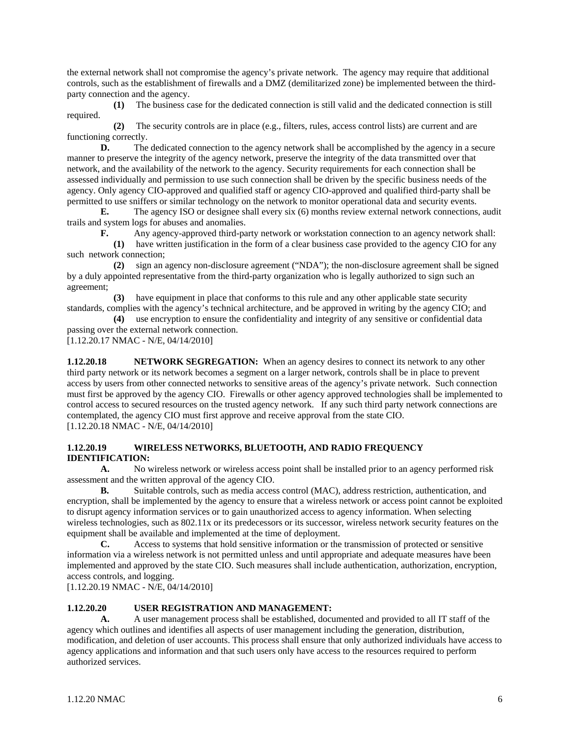the external network shall not compromise the agency's private network. The agency may require that additional controls, such as the establishment of firewalls and a DMZ (demilitarized zone) be implemented between the third-party connection and the agency.

**(1)** The business case for the dedicated connection is still valid and the dedicated connection is still required.

**(2)** The security controls are in place (e.g., filters, rules, access control lists) are current and are functioning correctly.

**D.** The dedicated connection to the agency network shall be accomplished by the agency in a secure manner to preserve the integrity of the agency network, preserve the integrity of the data transmitted over that network, and the availability of the network to the agency. Security requirements for each connection shall be assessed individually and permission to use such connection shall be driven by the specific business needs of the agency. Only agency CIO-approved and qualified staff or agency CIO-approved and qualified third-party shall be permitted to use sniffers or similar technology on the network to monitor operational data and security events.

**E.** The agency ISO or designee shall every six (6) months review external network connections, audit trails and system logs for abuses and anomalies.

**F.** Any agency-approved third-party network or workstation connection to an agency network shall:

**(1)** have written justification in the form of a clear business case provided to the agency CIO for any such network connection;

**(2)** sign an agency non-disclosure agreement ("NDA"); the non-disclosure agreement shall be signed by a duly appointed representative from the third-party organization who is legally authorized to sign such an agreement;

**(3)** have equipment in place that conforms to this rule and any other applicable state security standards, complies with the agency's technical architecture, and be approved in writing by the agency CIO; and

**(4)** use encryption to ensure the confidentiality and integrity of any sensitive or confidential data passing over the external network connection.

[1.12.20.17 NMAC - N/E, 04/14/2010]

**1.12.20.18 NETWORK SEGREGATION:** When an agency desires to connect its network to any other third party network or its network becomes a segment on a larger network, controls shall be in place to prevent access by users from other connected networks to sensitive areas of the agency's private network. Such connection must first be approved by the agency CIO. Firewalls or other agency approved technologies shall be implemented to control access to secured resources on the trusted agency network. If any such third party network connections are contemplated, the agency CIO must first approve and receive approval from the state CIO.

[1.12.20.18 NMAC - N/E, 04/14/2010]

**1.12.20.19 WIRELESS NETWORKS, BLUETOOTH, AND RADIO FREQUENCY IDENTIFICATION:**

**A.** No wireless network or wireless access point shall be installed prior to an agency performed risk assessment and the written approval of the agency CIO.

**B.** Suitable controls, such as media access control (MAC), address restriction, authentication, and encryption, shall be implemented by the agency to ensure that a wireless network or access point cannot be exploited to disrupt agency information services or to gain unauthorized access to agency information. When selecting wireless technologies, such as 802.11x or its predecessors or its successor, wireless network security features on the equipment shall be available and implemented at the time of deployment.

**C.** Access to systems that hold sensitive information or the transmission of protected or sensitive information via a wireless network is not permitted unless and until appropriate and adequate measures have been implemented and approved by the state CIO. Such measures shall include authentication, authorization, encryption, access controls, and logging.

[1.12.20.19 NMAC - N/E, 04/14/2010]

**1.12.20.20 USER REGISTRATION AND MANAGEMENT:**

**A.** A user management process shall be established, documented and provided to all IT staff of the agency which outlines and identifies all aspects of user management including the generation, distribution, modification, and deletion of user accounts. This process shall ensure that only authorized individuals have access to agency applications and information and that such users only have access to the resources required to perform authorized services.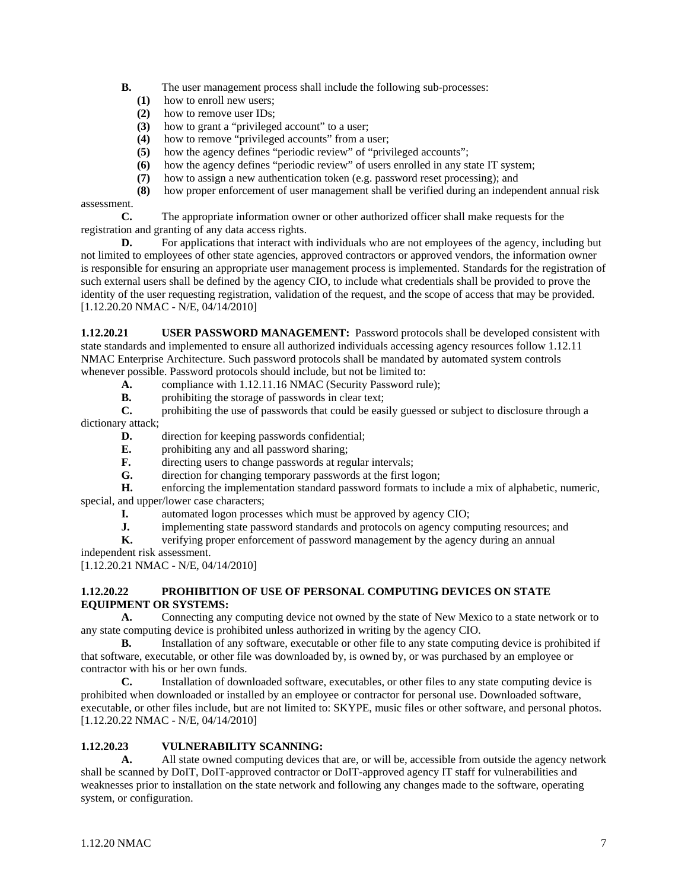**B.** The user management process shall include the following sub-processes:

**(1)** how to enroll new users;
**(2)** how to remove user IDs;
**(3)** how to grant a "privileged account" to a user;
**(4)** how to remove "privileged accounts" from a user;
**(5)** how the agency defines "periodic review" of "privileged accounts";
**(6)** how the agency defines "periodic review" of users enrolled in any state IT system;
**(7)** how to assign a new authentication token (e.g. password reset processing); and
**(8)** how proper enforcement of user management shall be verified during an independent annual risk assessment.

**C.** The appropriate information owner or other authorized officer shall make requests for the registration and granting of any data access rights.

**D.** For applications that interact with individuals who are not employees of the agency, including but not limited to employees of other state agencies, approved contractors or approved vendors, the information owner is responsible for ensuring an appropriate user management process is implemented. Standards for the registration of such external users shall be defined by the agency CIO, to include what credentials shall be provided to prove the identity of the user requesting registration, validation of the request, and the scope of access that may be provided.
[1.12.20.20 NMAC - N/E, 04/14/2010]

**1.12.20.21 USER PASSWORD MANAGEMENT:** Password protocols shall be developed consistent with state standards and implemented to ensure all authorized individuals accessing agency resources follow 1.12.11 NMAC Enterprise Architecture. Such password protocols shall be mandated by automated system controls whenever possible. Password protocols should include, but not be limited to:

**A.** compliance with 1.12.11.16 NMAC (Security Password rule);
**B.** prohibiting the storage of passwords in clear text;
**C.** prohibiting the use of passwords that could be easily guessed or subject to disclosure through a dictionary attack;
**D.** direction for keeping passwords confidential;
**E.** prohibiting any and all password sharing;
**F.** directing users to change passwords at regular intervals;
**G.** direction for changing temporary passwords at the first logon;
**H.** enforcing the implementation standard password formats to include a mix of alphabetic, numeric, special, and upper/lower case characters;
**I.** automated logon processes which must be approved by agency CIO;
**J.** implementing state password standards and protocols on agency computing resources; and
**K.** verifying proper enforcement of password management by the agency during an annual independent risk assessment.

[1.12.20.21 NMAC - N/E, 04/14/2010]

**1.12.20.22 PROHIBITION OF USE OF PERSONAL COMPUTING DEVICES ON STATE EQUIPMENT OR SYSTEMS:**

**A.** Connecting any computing device not owned by the state of New Mexico to a state network or to any state computing device is prohibited unless authorized in writing by the agency CIO.

**B.** Installation of any software, executable or other file to any state computing device is prohibited if that software, executable, or other file was downloaded by, is owned by, or was purchased by an employee or contractor with his or her own funds.

**C.** Installation of downloaded software, executables, or other files to any state computing device is prohibited when downloaded or installed by an employee or contractor for personal use. Downloaded software, executable, or other files include, but are not limited to: SKYPE, music files or other software, and personal photos.
[1.12.20.22 NMAC - N/E, 04/14/2010]

**1.12.20.23 VULNERABILITY SCANNING:**

**A.** All state owned computing devices that are, or will be, accessible from outside the agency network shall be scanned by DoIT, DoIT-approved contractor or DoIT-approved agency IT staff for vulnerabilities and weaknesses prior to installation on the state network and following any changes made to the software, operating system, or configuration.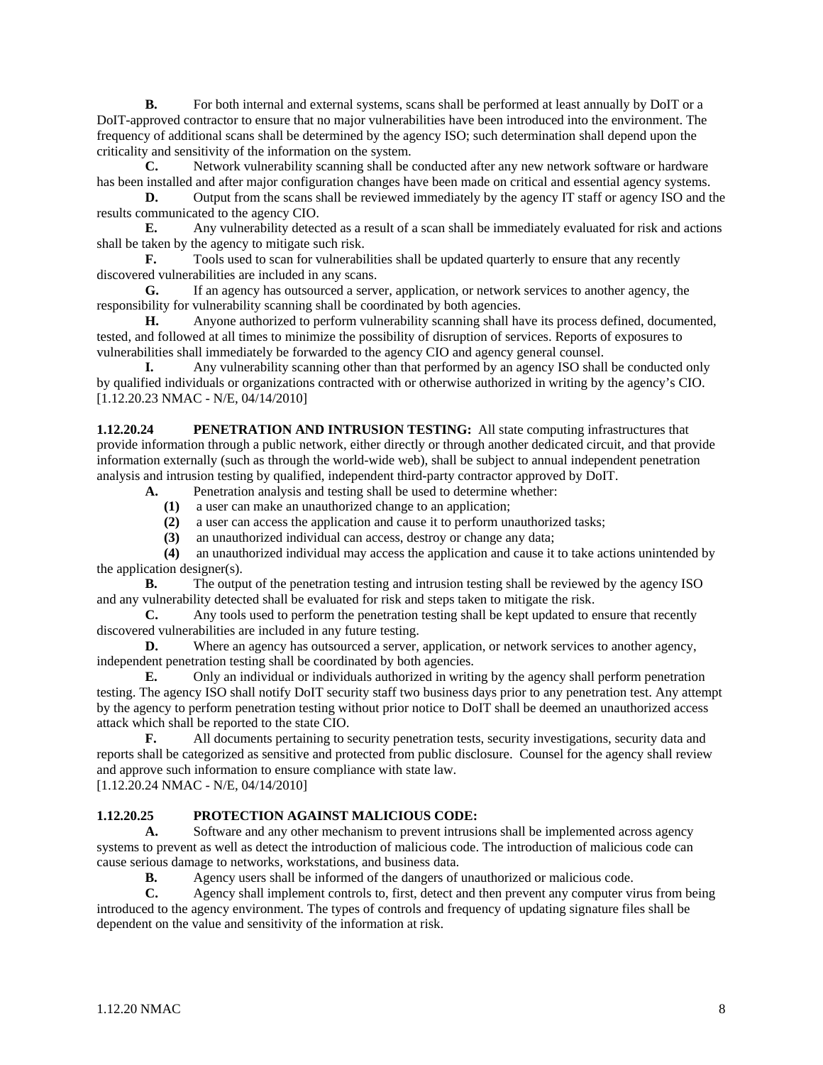**B.** For both internal and external systems, scans shall be performed at least annually by DoIT or a DoIT-approved contractor to ensure that no major vulnerabilities have been introduced into the environment. The frequency of additional scans shall be determined by the agency ISO; such determination shall depend upon the criticality and sensitivity of the information on the system.

**C.** Network vulnerability scanning shall be conducted after any new network software or hardware has been installed and after major configuration changes have been made on critical and essential agency systems.

**D.** Output from the scans shall be reviewed immediately by the agency IT staff or agency ISO and the results communicated to the agency CIO.

**E.** Any vulnerability detected as a result of a scan shall be immediately evaluated for risk and actions shall be taken by the agency to mitigate such risk.

**F.** Tools used to scan for vulnerabilities shall be updated quarterly to ensure that any recently discovered vulnerabilities are included in any scans.

**G.** If an agency has outsourced a server, application, or network services to another agency, the responsibility for vulnerability scanning shall be coordinated by both agencies.

**H.** Anyone authorized to perform vulnerability scanning shall have its process defined, documented, tested, and followed at all times to minimize the possibility of disruption of services. Reports of exposures to vulnerabilities shall immediately be forwarded to the agency CIO and agency general counsel.

**I.** Any vulnerability scanning other than that performed by an agency ISO shall be conducted only by qualified individuals or organizations contracted with or otherwise authorized in writing by the agency's CIO.

[1.12.20.23 NMAC - N/E, 04/14/2010]

**1.12.20.24 PENETRATION AND INTRUSION TESTING:** All state computing infrastructures that provide information through a public network, either directly or through another dedicated circuit, and that provide information externally (such as through the world-wide web), shall be subject to annual independent penetration analysis and intrusion testing by qualified, independent third-party contractor approved by DoIT.

**A.** Penetration analysis and testing shall be used to determine whether:

**(1)** a user can make an unauthorized change to an application;

**(2)** a user can access the application and cause it to perform unauthorized tasks;

**(3)** an unauthorized individual can access, destroy or change any data;

**(4)** an unauthorized individual may access the application and cause it to take actions unintended by the application designer(s).

**B.** The output of the penetration testing and intrusion testing shall be reviewed by the agency ISO and any vulnerability detected shall be evaluated for risk and steps taken to mitigate the risk.

**C.** Any tools used to perform the penetration testing shall be kept updated to ensure that recently discovered vulnerabilities are included in any future testing.

**D.** Where an agency has outsourced a server, application, or network services to another agency, independent penetration testing shall be coordinated by both agencies.

**E.** Only an individual or individuals authorized in writing by the agency shall perform penetration testing. The agency ISO shall notify DoIT security staff two business days prior to any penetration test. Any attempt by the agency to perform penetration testing without prior notice to DoIT shall be deemed an unauthorized access attack which shall be reported to the state CIO.

**F.** All documents pertaining to security penetration tests, security investigations, security data and reports shall be categorized as sensitive and protected from public disclosure. Counsel for the agency shall review and approve such information to ensure compliance with state law.

[1.12.20.24 NMAC - N/E, 04/14/2010]

**1.12.20.25 PROTECTION AGAINST MALICIOUS CODE:**

**A.** Software and any other mechanism to prevent intrusions shall be implemented across agency systems to prevent as well as detect the introduction of malicious code. The introduction of malicious code can cause serious damage to networks, workstations, and business data.

**B.** Agency users shall be informed of the dangers of unauthorized or malicious code.

**C.** Agency shall implement controls to, first, detect and then prevent any computer virus from being introduced to the agency environment. The types of controls and frequency of updating signature files shall be dependent on the value and sensitivity of the information at risk.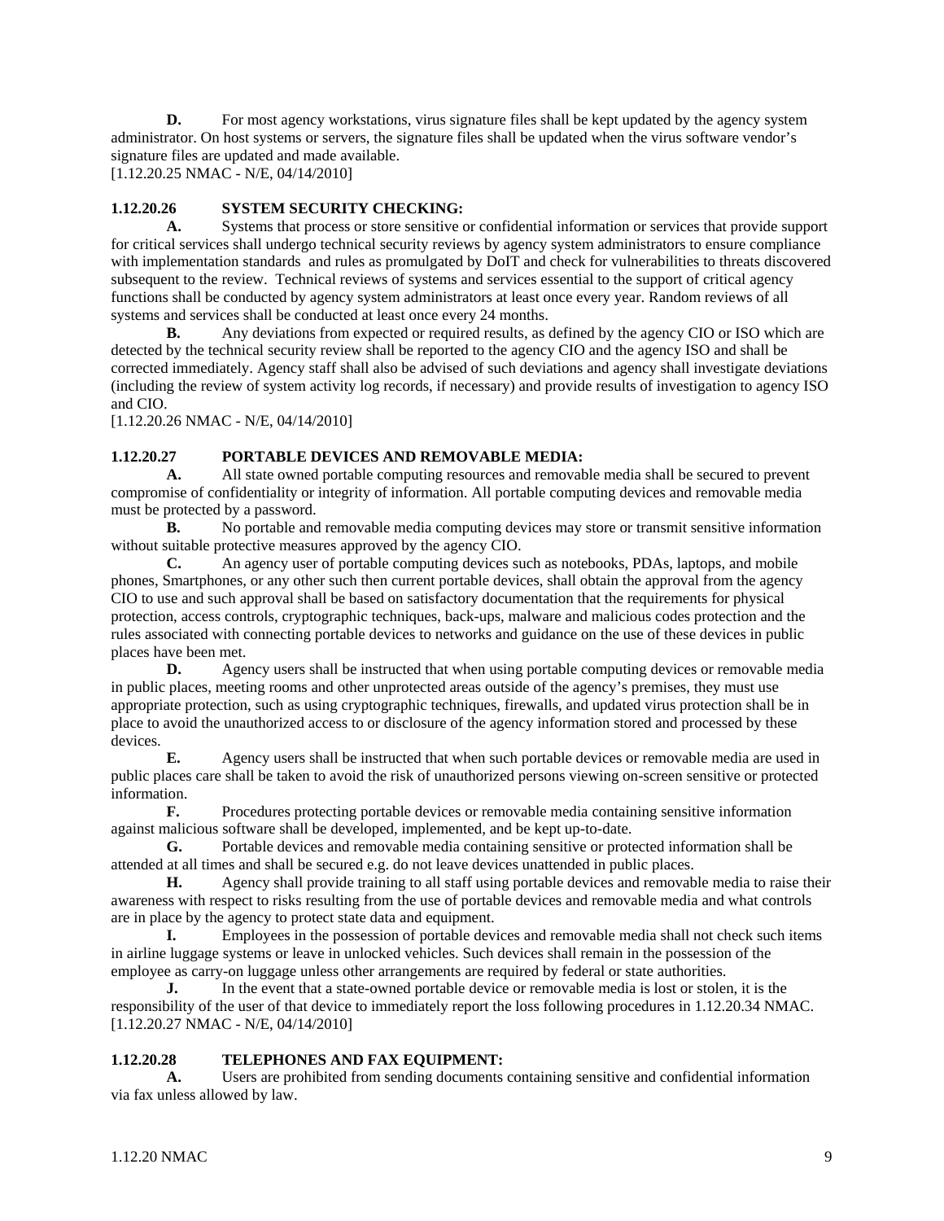**D.** For most agency workstations, virus signature files shall be kept updated by the agency system administrator. On host systems or servers, the signature files shall be updated when the virus software vendor's signature files are updated and made available.

[1.12.20.25 NMAC - N/E, 04/14/2010]

**1.12.20.26 SYSTEM SECURITY CHECKING:**

**A.** Systems that process or store sensitive or confidential information or services that provide support for critical services shall undergo technical security reviews by agency system administrators to ensure compliance with implementation standards and rules as promulgated by DoIT and check for vulnerabilities to threats discovered subsequent to the review. Technical reviews of systems and services essential to the support of critical agency functions shall be conducted by agency system administrators at least once every year. Random reviews of all systems and services shall be conducted at least once every 24 months.

**B.** Any deviations from expected or required results, as defined by the agency CIO or ISO which are detected by the technical security review shall be reported to the agency CIO and the agency ISO and shall be corrected immediately. Agency staff shall also be advised of such deviations and agency shall investigate deviations (including the review of system activity log records, if necessary) and provide results of investigation to agency ISO and CIO.

[1.12.20.26 NMAC - N/E, 04/14/2010]

**1.12.20.27 PORTABLE DEVICES AND REMOVABLE MEDIA:**

**A.** All state owned portable computing resources and removable media shall be secured to prevent compromise of confidentiality or integrity of information. All portable computing devices and removable media must be protected by a password.

**B.** No portable and removable media computing devices may store or transmit sensitive information without suitable protective measures approved by the agency CIO.

**C.** An agency user of portable computing devices such as notebooks, PDAs, laptops, and mobile phones, Smartphones, or any other such then current portable devices, shall obtain the approval from the agency CIO to use and such approval shall be based on satisfactory documentation that the requirements for physical protection, access controls, cryptographic techniques, back-ups, malware and malicious codes protection and the rules associated with connecting portable devices to networks and guidance on the use of these devices in public places have been met.

**D.** Agency users shall be instructed that when using portable computing devices or removable media in public places, meeting rooms and other unprotected areas outside of the agency's premises, they must use appropriate protection, such as using cryptographic techniques, firewalls, and updated virus protection shall be in place to avoid the unauthorized access to or disclosure of the agency information stored and processed by these devices.

**E.** Agency users shall be instructed that when such portable devices or removable media are used in public places care shall be taken to avoid the risk of unauthorized persons viewing on-screen sensitive or protected information.

**F.** Procedures protecting portable devices or removable media containing sensitive information against malicious software shall be developed, implemented, and be kept up-to-date.

**G.** Portable devices and removable media containing sensitive or protected information shall be attended at all times and shall be secured e.g. do not leave devices unattended in public places.

**H.** Agency shall provide training to all staff using portable devices and removable media to raise their awareness with respect to risks resulting from the use of portable devices and removable media and what controls are in place by the agency to protect state data and equipment.

**I.** Employees in the possession of portable devices and removable media shall not check such items in airline luggage systems or leave in unlocked vehicles. Such devices shall remain in the possession of the employee as carry-on luggage unless other arrangements are required by federal or state authorities.

**J.** In the event that a state-owned portable device or removable media is lost or stolen, it is the responsibility of the user of that device to immediately report the loss following procedures in 1.12.20.34 NMAC.

[1.12.20.27 NMAC - N/E, 04/14/2010]

**1.12.20.28 TELEPHONES AND FAX EQUIPMENT:**

**A.** Users are prohibited from sending documents containing sensitive and confidential information via fax unless allowed by law.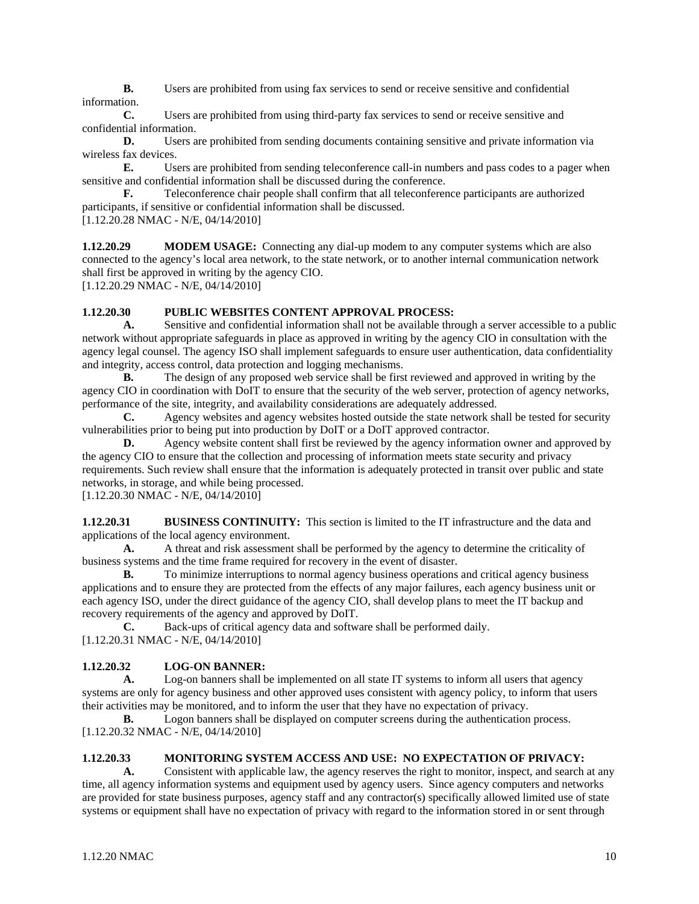**B.** Users are prohibited from using fax services to send or receive sensitive and confidential information.

**C.** Users are prohibited from using third-party fax services to send or receive sensitive and confidential information.

**D.** Users are prohibited from sending documents containing sensitive and private information via wireless fax devices.

**E.** Users are prohibited from sending teleconference call-in numbers and pass codes to a pager when sensitive and confidential information shall be discussed during the conference.

**F.** Teleconference chair people shall confirm that all teleconference participants are authorized participants, if sensitive or confidential information shall be discussed.

[1.12.20.28 NMAC - N/E, 04/14/2010]

**1.12.20.29 MODEM USAGE:** Connecting any dial-up modem to any computer systems which are also connected to the agency's local area network, to the state network, or to another internal communication network shall first be approved in writing by the agency CIO.

[1.12.20.29 NMAC - N/E, 04/14/2010]

**1.12.20.30 PUBLIC WEBSITES CONTENT APPROVAL PROCESS:**

**A.** Sensitive and confidential information shall not be available through a server accessible to a public network without appropriate safeguards in place as approved in writing by the agency CIO in consultation with the agency legal counsel. The agency ISO shall implement safeguards to ensure user authentication, data confidentiality and integrity, access control, data protection and logging mechanisms.

**B.** The design of any proposed web service shall be first reviewed and approved in writing by the agency CIO in coordination with DoIT to ensure that the security of the web server, protection of agency networks, performance of the site, integrity, and availability considerations are adequately addressed.

**C.** Agency websites and agency websites hosted outside the state network shall be tested for security vulnerabilities prior to being put into production by DoIT or a DoIT approved contractor.

**D.** Agency website content shall first be reviewed by the agency information owner and approved by the agency CIO to ensure that the collection and processing of information meets state security and privacy requirements. Such review shall ensure that the information is adequately protected in transit over public and state networks, in storage, and while being processed.

[1.12.20.30 NMAC - N/E, 04/14/2010]

**1.12.20.31 BUSINESS CONTINUITY:** This section is limited to the IT infrastructure and the data and applications of the local agency environment.

**A.** A threat and risk assessment shall be performed by the agency to determine the criticality of business systems and the time frame required for recovery in the event of disaster.

**B.** To minimize interruptions to normal agency business operations and critical agency business applications and to ensure they are protected from the effects of any major failures, each agency business unit or each agency ISO, under the direct guidance of the agency CIO, shall develop plans to meet the IT backup and recovery requirements of the agency and approved by DoIT.

**C.** Back-ups of critical agency data and software shall be performed daily.

[1.12.20.31 NMAC - N/E, 04/14/2010]

**1.12.20.32 LOG-ON BANNER:**

**A.** Log-on banners shall be implemented on all state IT systems to inform all users that agency systems are only for agency business and other approved uses consistent with agency policy, to inform that users their activities may be monitored, and to inform the user that they have no expectation of privacy.

**B.** Logon banners shall be displayed on computer screens during the authentication process.

[1.12.20.32 NMAC - N/E, 04/14/2010]

**1.12.20.33 MONITORING SYSTEM ACCESS AND USE: NO EXPECTATION OF PRIVACY:**

**A.** Consistent with applicable law, the agency reserves the right to monitor, inspect, and search at any time, all agency information systems and equipment used by agency users. Since agency computers and networks are provided for state business purposes, agency staff and any contractor(s) specifically allowed limited use of state systems or equipment shall have no expectation of privacy with regard to the information stored in or sent through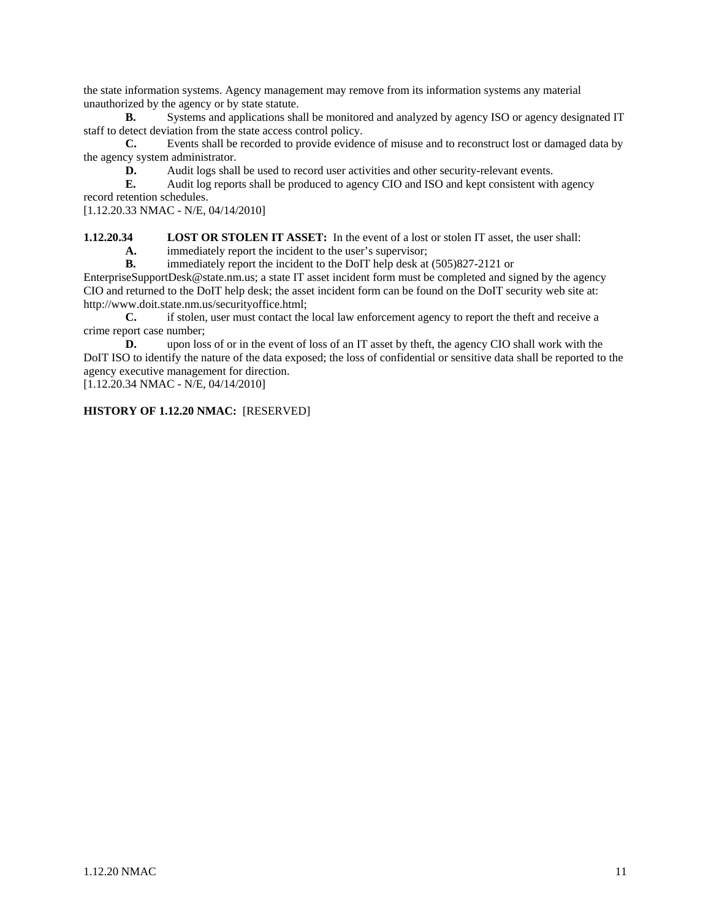the state information systems. Agency management may remove from its information systems any material unauthorized by the agency or by state statute.

**B.** Systems and applications shall be monitored and analyzed by agency ISO or agency designated IT staff to detect deviation from the state access control policy.

**C.** Events shall be recorded to provide evidence of misuse and to reconstruct lost or damaged data by the agency system administrator.

**D.** Audit logs shall be used to record user activities and other security-relevant events.

**E.** Audit log reports shall be produced to agency CIO and ISO and kept consistent with agency record retention schedules.

[1.12.20.33 NMAC - N/E, 04/14/2010]

**1.12.20.34 LOST OR STOLEN IT ASSET:** In the event of a lost or stolen IT asset, the user shall:

**A.** immediately report the incident to the user's supervisor;

**B.** immediately report the incident to the DoIT help desk at (505)827-2121 or EnterpriseSupportDesk@state.nm.us; a state IT asset incident form must be completed and signed by the agency CIO and returned to the DoIT help desk; the asset incident form can be found on the DoIT security web site at: http://www.doit.state.nm.us/securityoffice.html;

**C.** if stolen, user must contact the local law enforcement agency to report the theft and receive a crime report case number;

**D.** upon loss of or in the event of loss of an IT asset by theft, the agency CIO shall work with the DoIT ISO to identify the nature of the data exposed; the loss of confidential or sensitive data shall be reported to the agency executive management for direction.

[1.12.20.34 NMAC - N/E, 04/14/2010]

**HISTORY OF 1.12.20 NMAC:** [RESERVED]